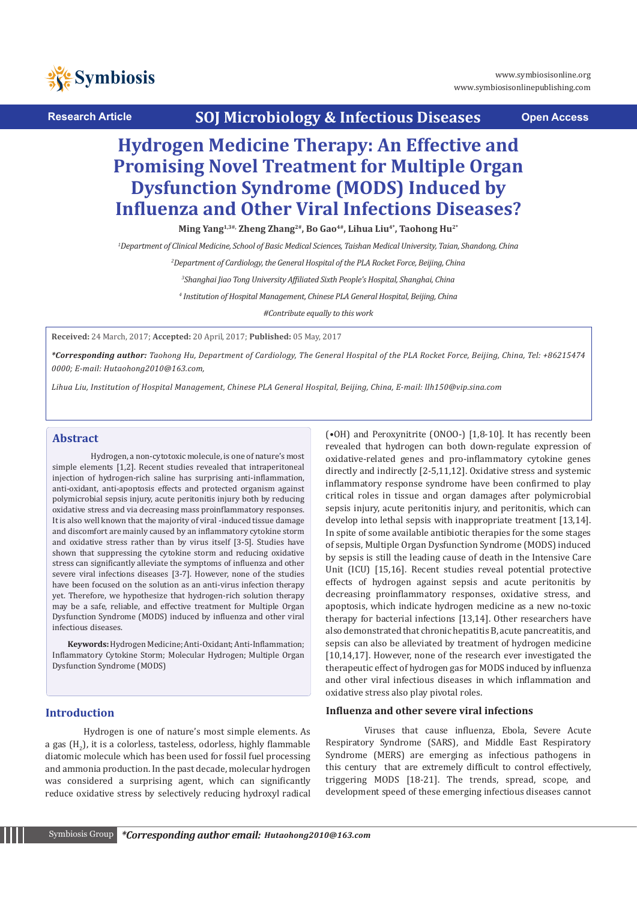Research Article | SOJ Microbiology & Infectious Diseases | Open Access

# Hydrogen Medicine Therapy: An Effective and Promising Novel Treatment for Multiple Organ Dysfunction Syndrome (MODS) Induced by Influenza and Other Viral Infections Diseases?

**Ming Yang[1,3#], Zheng Zhang[2#], Bo Gao[4#], Lihua Liu[4*], Taohong Hu[2*]**

[1]*Department of Clinical Medicine, School of Basic Medical Sciences, Taishan Medical University, Taian, Shandong, China*

[2]*Department of Cardiology, the General Hospital of the PLA Rocket Force, Beijing, China*

[3]*Shanghai Jiao Tong University Affiliated Sixth People's Hospital, Shanghai, China*

[4]*Institution of Hospital Management, Chinese PLA General Hospital, Beijing, China*

*#Contribute equally to this work*

**Received:** 24 March, 2017; **Accepted:** 20 April, 2017; **Published:** 05 May, 2017

***Corresponding author:*** *Taohong Hu, Department of Cardiology, The General Hospital of the PLA Rocket Force, Beijing, China, Tel: +86215474 0000; E-mail: Hutaohong2010@163.com,*

*Lihua Liu, Institution of Hospital Management, Chinese PLA General Hospital, Beijing, China, E-mail: llh150@vip.sina.com*

## Abstract

Hydrogen, a non-cytotoxic molecule, is one of nature's most simple elements [1,2]. Recent studies revealed that intraperitoneal injection of hydrogen-rich saline has surprising anti-inflammation, anti-oxidant, anti-apoptosis effects and protected organism against polymicrobial sepsis injury, acute peritonitis injury both by reducing oxidative stress and via decreasing mass proinflammatory responses. It is also well known that the majority of viral -induced tissue damage and discomfort are mainly caused by an inflammatory cytokine storm and oxidative stress rather than by virus itself [3-5]. Studies have shown that suppressing the cytokine storm and reducing oxidative stress can significantly alleviate the symptoms of influenza and other severe viral infections diseases [3-7]. However, none of the studies have been focused on the solution as an anti-virus infection therapy yet. Therefore, we hypothesize that hydrogen-rich solution therapy may be a safe, reliable, and effective treatment for Multiple Organ Dysfunction Syndrome (MODS) induced by influenza and other viral infectious diseases.

**Keywords:** Hydrogen Medicine; Anti-Oxidant; Anti-Inflammation; Inflammatory Cytokine Storm; Molecular Hydrogen; Multiple Organ Dysfunction Syndrome (MODS)

## Introduction

Hydrogen is one of nature's most simple elements. As a gas ($H_2$), it is a colorless, tasteless, odorless, highly flammable diatomic molecule which has been used for fossil fuel processing and ammonia production. In the past decade, molecular hydrogen was considered a surprising agent, which can significantly reduce oxidative stress by selectively reducing hydroxyl radical (•OH) and Peroxynitrite (ONOO-) [1,8-10]. It has recently been revealed that hydrogen can both down-regulate expression of oxidative-related genes and pro-inflammatory cytokine genes directly and indirectly [2-5,11,12]. Oxidative stress and systemic inflammatory response syndrome have been confirmed to play critical roles in tissue and organ damages after polymicrobial sepsis injury, acute peritonitis injury, and peritonitis, which can develop into lethal sepsis with inappropriate treatment [13,14]. In spite of some available antibiotic therapies for the some stages of sepsis, Multiple Organ Dysfunction Syndrome (MODS) induced by sepsis is still the leading cause of death in the Intensive Care Unit (ICU) [15,16]. Recent studies reveal potential protective effects of hydrogen against sepsis and acute peritonitis by decreasing proinflammatory responses, oxidative stress, and apoptosis, which indicate hydrogen medicine as a new non-toxic therapy for bacterial infections [13,14]. Other researchers have also demonstrated that chronic hepatitis B, acute pancreatitis, and sepsis can also be alleviated by treatment of hydrogen medicine [10,14,17]. However, none of the research ever investigated the therapeutic effect of hydrogen gas for MODS induced by influenza and other viral infectious diseases in which inflammation and oxidative stress also play pivotal roles.

### Influenza and other severe viral infections

Viruses that cause influenza, Ebola, Severe Acute Respiratory Syndrome (SARS), and Middle East Respiratory Syndrome (MERS) are emerging as infectious pathogens in this century that are extremely difficult to control effectively, triggering MODS [18-21]. The trends, spread, scope, and development speed of these emerging infectious diseases cannot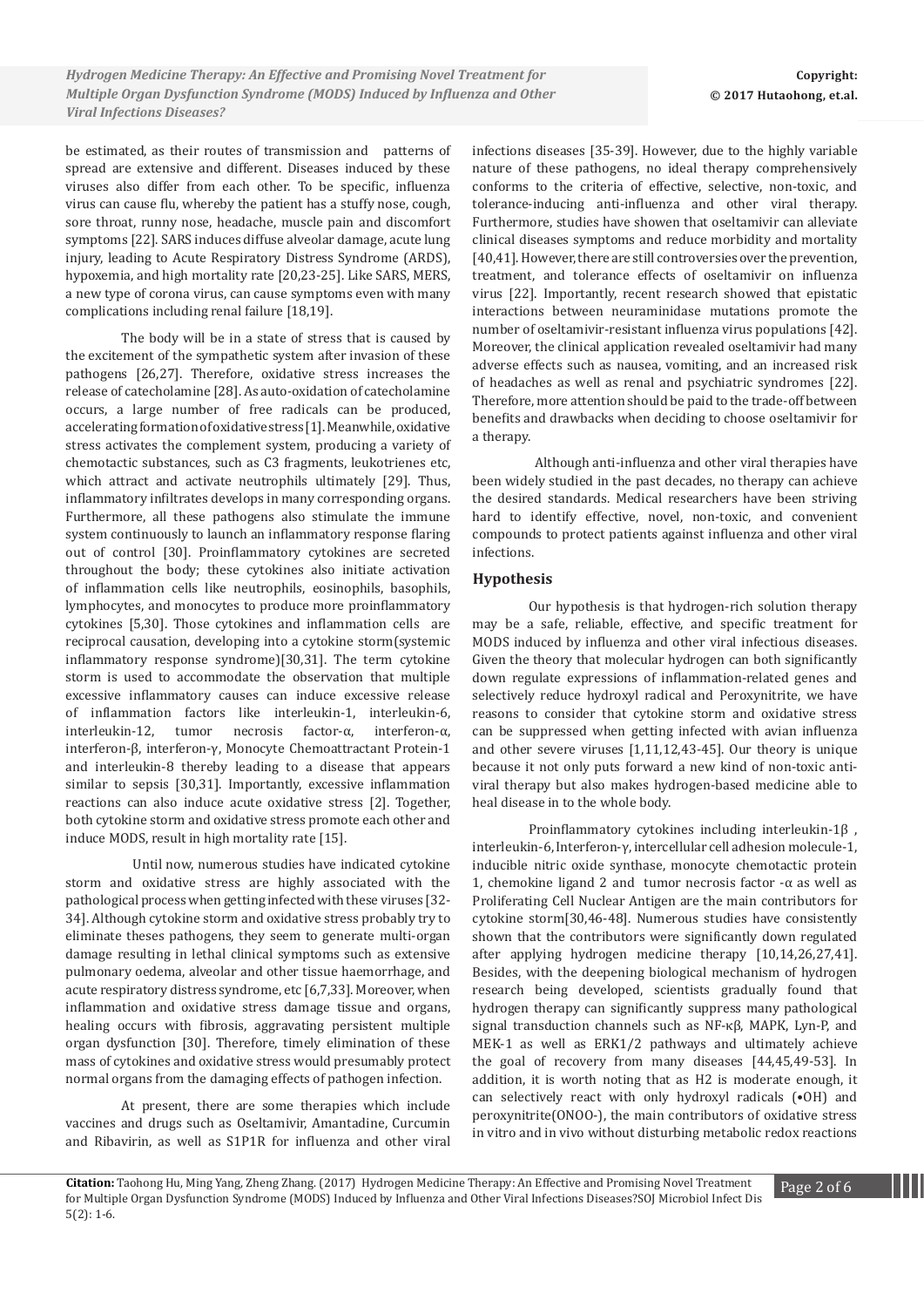be estimated, as their routes of transmission and patterns of spread are extensive and different. Diseases induced by these viruses also differ from each other. To be specific, influenza virus can cause flu, whereby the patient has a stuffy nose, cough, sore throat, runny nose, headache, muscle pain and discomfort symptoms [22]. SARS induces diffuse alveolar damage, acute lung injury, leading to Acute Respiratory Distress Syndrome (ARDS), hypoxemia, and high mortality rate [20,23-25]. Like SARS, MERS, a new type of corona virus, can cause symptoms even with many complications including renal failure [18,19].

The body will be in a state of stress that is caused by the excitement of the sympathetic system after invasion of these pathogens [26,27]. Therefore, oxidative stress increases the release of catecholamine [28]. As auto-oxidation of catecholamine occurs, a large number of free radicals can be produced, accelerating formation of oxidative stress [1]. Meanwhile, oxidative stress activates the complement system, producing a variety of chemotactic substances, such as C3 fragments, leukotrienes etc, which attract and activate neutrophils ultimately [29]. Thus, inflammatory infiltrates develops in many corresponding organs. Furthermore, all these pathogens also stimulate the immune system continuously to launch an inflammatory response flaring out of control [30]. Proinflammatory cytokines are secreted throughout the body; these cytokines also initiate activation of inflammation cells like neutrophils, eosinophils, basophils, lymphocytes, and monocytes to produce more proinflammatory cytokines [5,30]. Those cytokines and inflammation cells are reciprocal causation, developing into a cytokine storm(systemic inflammatory response syndrome)[30,31]. The term cytokine storm is used to accommodate the observation that multiple excessive inflammatory causes can induce excessive release of inflammation factors like interleukin-1, interleukin-6, interleukin-12, tumor necrosis factor-α, interferon-α, interferon-β, interferon-γ, Monocyte Chemoattractant Protein-1 and interleukin-8 thereby leading to a disease that appears similar to sepsis [30,31]. Importantly, excessive inflammation reactions can also induce acute oxidative stress [2]. Together, both cytokine storm and oxidative stress promote each other and induce MODS, result in high mortality rate [15].

Until now, numerous studies have indicated cytokine storm and oxidative stress are highly associated with the pathological process when getting infected with these viruses [32-34]. Although cytokine storm and oxidative stress probably try to eliminate theses pathogens, they seem to generate multi-organ damage resulting in lethal clinical symptoms such as extensive pulmonary oedema, alveolar and other tissue haemorrhage, and acute respiratory distress syndrome, etc [6,7,33]. Moreover, when inflammation and oxidative stress damage tissue and organs, healing occurs with fibrosis, aggravating persistent multiple organ dysfunction [30]. Therefore, timely elimination of these mass of cytokines and oxidative stress would presumably protect normal organs from the damaging effects of pathogen infection.

At present, there are some therapies which include vaccines and drugs such as Oseltamivir, Amantadine, Curcumin and Ribavirin, as well as S1P1R for influenza and other viral infections diseases [35-39]. However, due to the highly variable nature of these pathogens, no ideal therapy comprehensively conforms to the criteria of effective, selective, non-toxic, and tolerance-inducing anti-influenza and other viral therapy. Furthermore, studies have showen that oseltamivir can alleviate clinical diseases symptoms and reduce morbidity and mortality [40,41]. However, there are still controversies over the prevention, treatment, and tolerance effects of oseltamivir on influenza virus [22]. Importantly, recent research showed that epistatic interactions between neuraminidase mutations promote the number of oseltamivir-resistant influenza virus populations [42]. Moreover, the clinical application revealed oseltamivir had many adverse effects such as nausea, vomiting, and an increased risk of headaches as well as renal and psychiatric syndromes [22]. Therefore, more attention should be paid to the trade-off between benefits and drawbacks when deciding to choose oseltamivir for a therapy.

Although anti-influenza and other viral therapies have been widely studied in the past decades, no therapy can achieve the desired standards. Medical researchers have been striving hard to identify effective, novel, non-toxic, and convenient compounds to protect patients against influenza and other viral infections.

## Hypothesis

Our hypothesis is that hydrogen-rich solution therapy may be a safe, reliable, effective, and specific treatment for MODS induced by influenza and other viral infectious diseases. Given the theory that molecular hydrogen can both significantly down regulate expressions of inflammation-related genes and selectively reduce hydroxyl radical and Peroxynitrite, we have reasons to consider that cytokine storm and oxidative stress can be suppressed when getting infected with avian influenza and other severe viruses [1,11,12,43-45]. Our theory is unique because it not only puts forward a new kind of non-toxic anti-viral therapy but also makes hydrogen-based medicine able to heal disease in to the whole body.

Proinflammatory cytokines including interleukin-1β , interleukin-6, Interferon-γ, intercellular cell adhesion molecule-1, inducible nitric oxide synthase, monocyte chemotactic protein 1, chemokine ligand 2 and tumor necrosis factor -α as well as Proliferating Cell Nuclear Antigen are the main contributors for cytokine storm[30,46-48]. Numerous studies have consistently shown that the contributors were significantly down regulated after applying hydrogen medicine therapy [10,14,26,27,41]. Besides, with the deepening biological mechanism of hydrogen research being developed, scientists gradually found that hydrogen therapy can significantly suppress many pathological signal transduction channels such as NF-κβ, MAPK, Lyn-P, and MEK-1 as well as ERK1/2 pathways and ultimately achieve the goal of recovery from many diseases [44,45,49-53]. In addition, it is worth noting that as $H_2$ is moderate enough, it can selectively react with only hydroxyl radicals (•OH) and peroxynitrite(ONOO-), the main contributors of oxidative stress in vitro and in vivo without disturbing metabolic redox reactions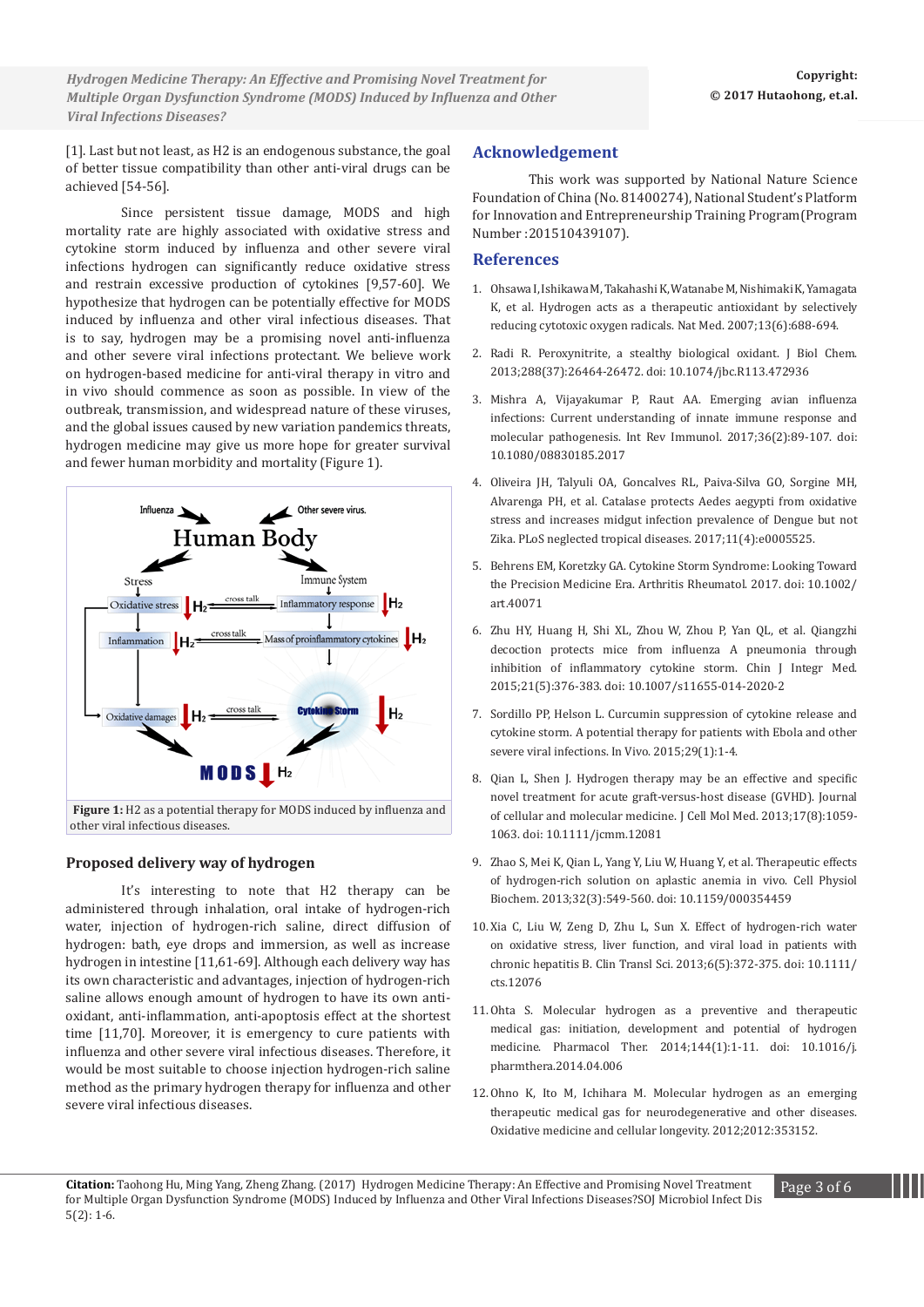[1]. Last but not least, as H2 is an endogenous substance, the goal of better tissue compatibility than other anti-viral drugs can be achieved [54-56].

Since persistent tissue damage, MODS and high mortality rate are highly associated with oxidative stress and cytokine storm induced by influenza and other severe viral infections hydrogen can significantly reduce oxidative stress and restrain excessive production of cytokines [9,57-60]. We hypothesize that hydrogen can be potentially effective for MODS induced by influenza and other viral infectious diseases. That is to say, hydrogen may be a promising novel anti-influenza and other severe viral infections protectant. We believe work on hydrogen-based medicine for anti-viral therapy in vitro and in vivo should commence as soon as possible. In view of the outbreak, transmission, and widespread nature of these viruses, and the global issues caused by new variation pandemics threats, hydrogen medicine may give us more hope for greater survival and fewer human morbidity and mortality (Figure 1).

**Figure 1:** H2 as a potential therapy for MODS induced by influenza and other viral infectious diseases.

### Proposed delivery way of hydrogen

It's interesting to note that H2 therapy can be administered through inhalation, oral intake of hydrogen-rich water, injection of hydrogen-rich saline, direct diffusion of hydrogen: bath, eye drops and immersion, as well as increase hydrogen in intestine [11,61-69]. Although each delivery way has its own characteristic and advantages, injection of hydrogen-rich saline allows enough amount of hydrogen to have its own anti-oxidant, anti-inflammation, anti-apoptosis effect at the shortest time [11,70]. Moreover, it is emergency to cure patients with influenza and other severe viral infectious diseases. Therefore, it would be most suitable to choose injection hydrogen-rich saline method as the primary hydrogen therapy for influenza and other severe viral infectious diseases.

## Acknowledgement

This work was supported by National Nature Science Foundation of China (No. 81400274), National Student's Platform for Innovation and Entrepreneurship Training Program(Program Number :201510439107).

## References

1. Ohsawa I, Ishikawa M, Takahashi K, Watanabe M, Nishimaki K, Yamagata K, et al. Hydrogen acts as a therapeutic antioxidant by selectively reducing cytotoxic oxygen radicals. Nat Med. 2007;13(6):688-694.
2. Radi R. Peroxynitrite, a stealthy biological oxidant. J Biol Chem. 2013;288(37):26464-26472. doi: 10.1074/jbc.R113.472936
3. Mishra A, Vijayakumar P, Raut AA. Emerging avian influenza infections: Current understanding of innate immune response and molecular pathogenesis. Int Rev Immunol. 2017;36(2):89-107. doi: 10.1080/08830185.2017
4. Oliveira JH, Talyuli OA, Goncalves RL, Paiva-Silva GO, Sorgine MH, Alvarenga PH, et al. Catalase protects Aedes aegypti from oxidative stress and increases midgut infection prevalence of Dengue but not Zika. PLoS neglected tropical diseases. 2017;11(4):e0005525.
5. Behrens EM, Koretzky GA. Cytokine Storm Syndrome: Looking Toward the Precision Medicine Era. Arthritis Rheumatol. 2017. doi: 10.1002/art.40071
6. Zhu HY, Huang H, Shi XL, Zhou W, Zhou P, Yan QL, et al. Qiangzhi decoction protects mice from influenza A pneumonia through inhibition of inflammatory cytokine storm. Chin J Integr Med. 2015;21(5):376-383. doi: 10.1007/s11655-014-2020-2
7. Sordillo PP, Helson L. Curcumin suppression of cytokine release and cytokine storm. A potential therapy for patients with Ebola and other severe viral infections. In Vivo. 2015;29(1):1-4.
8. Qian L, Shen J. Hydrogen therapy may be an effective and specific novel treatment for acute graft-versus-host disease (GVHD). Journal of cellular and molecular medicine. J Cell Mol Med. 2013;17(8):1059-1063. doi: 10.1111/jcmm.12081
9. Zhao S, Mei K, Qian L, Yang Y, Liu W, Huang Y, et al. Therapeutic effects of hydrogen-rich solution on aplastic anemia in vivo. Cell Physiol Biochem. 2013;32(3):549-560. doi: 10.1159/000354459
10. Xia C, Liu W, Zeng D, Zhu L, Sun X. Effect of hydrogen-rich water on oxidative stress, liver function, and viral load in patients with chronic hepatitis B. Clin Transl Sci. 2013;6(5):372-375. doi: 10.1111/cts.12076
11. Ohta S. Molecular hydrogen as a preventive and therapeutic medical gas: initiation, development and potential of hydrogen medicine. Pharmacol Ther. 2014;144(1):1-11. doi: 10.1016/j.pharmthera.2014.04.006
12. Ohno K, Ito M, Ichihara M. Molecular hydrogen as an emerging therapeutic medical gas for neurodegenerative and other diseases. Oxidative medicine and cellular longevity. 2012;2012:353152.

**Citation:** Taohong Hu, Ming Yang, Zheng Zhang. (2017) Hydrogen Medicine Therapy: An Effective and Promising Novel Treatment for Multiple Organ Dysfunction Syndrome (MODS) Induced by Influenza and Other Viral Infections Diseases?SOJ Microbiol Infect Dis 5(2): 1-6.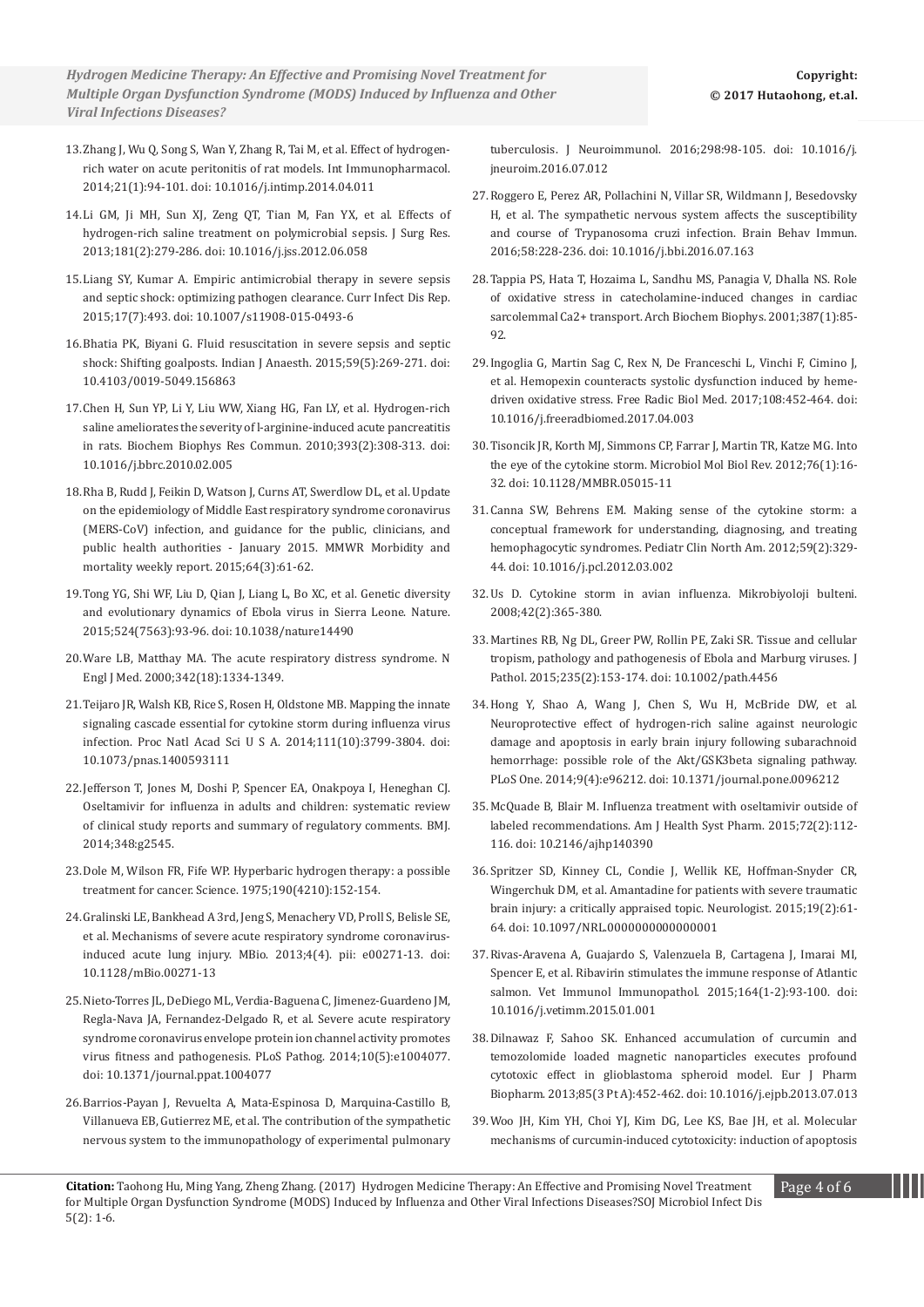13. Zhang J, Wu Q, Song S, Wan Y, Zhang R, Tai M, et al. Effect of hydrogen-rich water on acute peritonitis of rat models. Int Immunopharmacol. 2014;21(1):94-101. doi: 10.1016/j.intimp.2014.04.011

14. Li GM, Ji MH, Sun XJ, Zeng QT, Tian M, Fan YX, et al. Effects of hydrogen-rich saline treatment on polymicrobial sepsis. J Surg Res. 2013;181(2):279-286. doi: 10.1016/j.jss.2012.06.058

15. Liang SY, Kumar A. Empiric antimicrobial therapy in severe sepsis and septic shock: optimizing pathogen clearance. Curr Infect Dis Rep. 2015;17(7):493. doi: 10.1007/s11908-015-0493-6

16. Bhatia PK, Biyani G. Fluid resuscitation in severe sepsis and septic shock: Shifting goalposts. Indian J Anaesth. 2015;59(5):269-271. doi: 10.4103/0019-5049.156863

17. Chen H, Sun YP, Li Y, Liu WW, Xiang HG, Fan LY, et al. Hydrogen-rich saline ameliorates the severity of l-arginine-induced acute pancreatitis in rats. Biochem Biophys Res Commun. 2010;393(2):308-313. doi: 10.1016/j.bbrc.2010.02.005

18. Rha B, Rudd J, Feikin D, Watson J, Curns AT, Swerdlow DL, et al. Update on the epidemiology of Middle East respiratory syndrome coronavirus (MERS-CoV) infection, and guidance for the public, clinicians, and public health authorities - January 2015. MMWR Morbidity and mortality weekly report. 2015;64(3):61-62.

19. Tong YG, Shi WF, Liu D, Qian J, Liang L, Bo XC, et al. Genetic diversity and evolutionary dynamics of Ebola virus in Sierra Leone. Nature. 2015;524(7563):93-96. doi: 10.1038/nature14490

20. Ware LB, Matthay MA. The acute respiratory distress syndrome. N Engl J Med. 2000;342(18):1334-1349.

21. Teijaro JR, Walsh KB, Rice S, Rosen H, Oldstone MB. Mapping the innate signaling cascade essential for cytokine storm during influenza virus infection. Proc Natl Acad Sci U S A. 2014;111(10):3799-3804. doi: 10.1073/pnas.1400593111

22. Jefferson T, Jones M, Doshi P, Spencer EA, Onakpoya I, Heneghan CJ. Oseltamivir for influenza in adults and children: systematic review of clinical study reports and summary of regulatory comments. BMJ. 2014;348:g2545.

23. Dole M, Wilson FR, Fife WP. Hyperbaric hydrogen therapy: a possible treatment for cancer. Science. 1975;190(4210):152-154.

24. Gralinski LE, Bankhead A 3rd, Jeng S, Menachery VD, Proll S, Belisle SE, et al. Mechanisms of severe acute respiratory syndrome coronavirus-induced acute lung injury. MBio. 2013;4(4). pii: e00271-13. doi: 10.1128/mBio.00271-13

25. Nieto-Torres JL, DeDiego ML, Verdia-Baguena C, Jimenez-Guardeno JM, Regla-Nava JA, Fernandez-Delgado R, et al. Severe acute respiratory syndrome coronavirus envelope protein ion channel activity promotes virus fitness and pathogenesis. PLoS Pathog. 2014;10(5):e1004077. doi: 10.1371/journal.ppat.1004077

26. Barrios-Payan J, Revuelta A, Mata-Espinosa D, Marquina-Castillo B, Villanueva EB, Gutierrez ME, et al. The contribution of the sympathetic nervous system to the immunopathology of experimental pulmonary tuberculosis. J Neuroimmunol. 2016;298:98-105. doi: 10.1016/j.jneuroim.2016.07.012

27. Roggero E, Perez AR, Pollachini N, Villar SR, Wildmann J, Besedovsky H, et al. The sympathetic nervous system affects the susceptibility and course of Trypanosoma cruzi infection. Brain Behav Immun. 2016;58:228-236. doi: 10.1016/j.bbi.2016.07.163

28. Tappia PS, Hata T, Hozaima L, Sandhu MS, Panagia V, Dhalla NS. Role of oxidative stress in catecholamine-induced changes in cardiac sarcolemmal Ca2+ transport. Arch Biochem Biophys. 2001;387(1):85-92.

29. Ingoglia G, Martin Sag C, Rex N, De Franceschi L, Vinchi F, Cimino J, et al. Hemopexin counteracts systolic dysfunction induced by heme-driven oxidative stress. Free Radic Biol Med. 2017;108:452-464. doi: 10.1016/j.freeradbiomed.2017.04.003

30. Tisoncik JR, Korth MJ, Simmons CP, Farrar J, Martin TR, Katze MG. Into the eye of the cytokine storm. Microbiol Mol Biol Rev. 2012;76(1):16-32. doi: 10.1128/MMBR.05015-11

31. Canna SW, Behrens EM. Making sense of the cytokine storm: a conceptual framework for understanding, diagnosing, and treating hemophagocytic syndromes. Pediatr Clin North Am. 2012;59(2):329-44. doi: 10.1016/j.pcl.2012.03.002

32. Us D. Cytokine storm in avian influenza. Mikrobiyoloji bulteni. 2008;42(2):365-380.

33. Martines RB, Ng DL, Greer PW, Rollin PE, Zaki SR. Tissue and cellular tropism, pathology and pathogenesis of Ebola and Marburg viruses. J Pathol. 2015;235(2):153-174. doi: 10.1002/path.4456

34. Hong Y, Shao A, Wang J, Chen S, Wu H, McBride DW, et al. Neuroprotective effect of hydrogen-rich saline against neurologic damage and apoptosis in early brain injury following subarachnoid hemorrhage: possible role of the Akt/GSK3beta signaling pathway. PLoS One. 2014;9(4):e96212. doi: 10.1371/journal.pone.0096212

35. McQuade B, Blair M. Influenza treatment with oseltamivir outside of labeled recommendations. Am J Health Syst Pharm. 2015;72(2):112-116. doi: 10.2146/ajhp140390

36. Spritzer SD, Kinney CL, Condie J, Wellik KE, Hoffman-Snyder CR, Wingerchuk DM, et al. Amantadine for patients with severe traumatic brain injury: a critically appraised topic. Neurologist. 2015;19(2):61-64. doi: 10.1097/NRL.0000000000000001

37. Rivas-Aravena A, Guajardo S, Valenzuela B, Cartagena J, Imarai MI, Spencer E, et al. Ribavirin stimulates the immune response of Atlantic salmon. Vet Immunol Immunopathol. 2015;164(1-2):93-100. doi: 10.1016/j.vetimm.2015.01.001

38. Dilnawaz F, Sahoo SK. Enhanced accumulation of curcumin and temozolomide loaded magnetic nanoparticles executes profound cytotoxic effect in glioblastoma spheroid model. Eur J Pharm Biopharm. 2013;85(3 Pt A):452-462. doi: 10.1016/j.ejpb.2013.07.013

39. Woo JH, Kim YH, Choi YJ, Kim DG, Lee KS, Bae JH, et al. Molecular mechanisms of curcumin-induced cytotoxicity: induction of apoptosis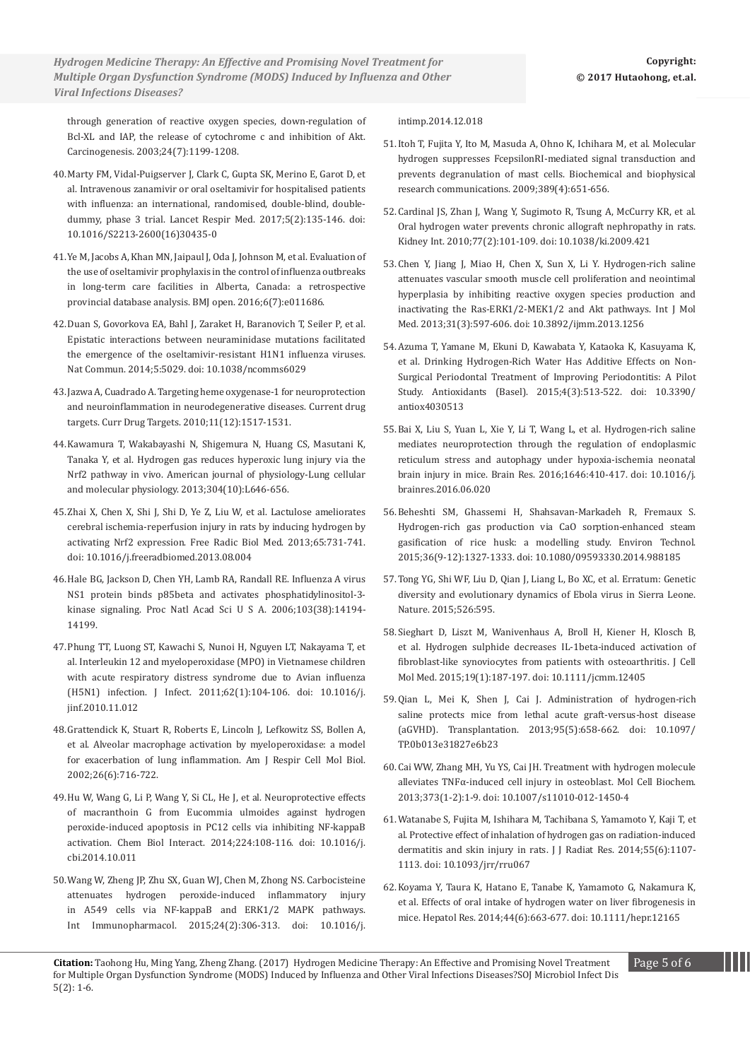through generation of reactive oxygen species, down-regulation of Bcl-XL and IAP, the release of cytochrome c and inhibition of Akt. Carcinogenesis. 2003;24(7):1199-1208.

40. Marty FM, Vidal-Puigserver J, Clark C, Gupta SK, Merino E, Garot D, et al. Intravenous zanamivir or oral oseltamivir for hospitalised patients with influenza: an international, randomised, double-blind, double-dummy, phase 3 trial. Lancet Respir Med. 2017;5(2):135-146. doi: 10.1016/S2213-2600(16)30435-0

41. Ye M, Jacobs A, Khan MN, Jaipaul J, Oda J, Johnson M, et al. Evaluation of the use of oseltamivir prophylaxis in the control of influenza outbreaks in long-term care facilities in Alberta, Canada: a retrospective provincial database analysis. BMJ open. 2016;6(7):e011686.

42. Duan S, Govorkova EA, Bahl J, Zaraket H, Baranovich T, Seiler P, et al. Epistatic interactions between neuraminidase mutations facilitated the emergence of the oseltamivir-resistant H1N1 influenza viruses. Nat Commun. 2014;5:5029. doi: 10.1038/ncomms6029

43. Jazwa A, Cuadrado A. Targeting heme oxygenase-1 for neuroprotection and neuroinflammation in neurodegenerative diseases. Current drug targets. Curr Drug Targets. 2010;11(12):1517-1531.

44. Kawamura T, Wakabayashi N, Shigemura N, Huang CS, Masutani K, Tanaka Y, et al. Hydrogen gas reduces hyperoxic lung injury via the Nrf2 pathway in vivo. American journal of physiology-Lung cellular and molecular physiology. 2013;304(10):L646-656.

45. Zhai X, Chen X, Shi J, Shi D, Ye Z, Liu W, et al. Lactulose ameliorates cerebral ischemia-reperfusion injury in rats by inducing hydrogen by activating Nrf2 expression. Free Radic Biol Med. 2013;65:731-741. doi: 10.1016/j.freeradbiomed.2013.08.004

46. Hale BG, Jackson D, Chen YH, Lamb RA, Randall RE. Influenza A virus NS1 protein binds p85beta and activates phosphatidylinositol-3-kinase signaling. Proc Natl Acad Sci U S A. 2006;103(38):14194-14199.

47. Phung TT, Luong ST, Kawachi S, Nunoi H, Nguyen LT, Nakayama T, et al. Interleukin 12 and myeloperoxidase (MPO) in Vietnamese children with acute respiratory distress syndrome due to Avian influenza (H5N1) infection. J Infect. 2011;62(1):104-106. doi: 10.1016/j.jinf.2010.11.012

48. Grattendick K, Stuart R, Roberts E, Lincoln J, Lefkowitz SS, Bollen A, et al. Alveolar macrophage activation by myeloperoxidase: a model for exacerbation of lung inflammation. Am J Respir Cell Mol Biol. 2002;26(6):716-722.

49. Hu W, Wang G, Li P, Wang Y, Si CL, He J, et al. Neuroprotective effects of macranthoin G from Eucommia ulmoides against hydrogen peroxide-induced apoptosis in PC12 cells via inhibiting NF-kappaB activation. Chem Biol Interact. 2014;224:108-116. doi: 10.1016/j.cbi.2014.10.011

50. Wang W, Zheng JP, Zhu SX, Guan WJ, Chen M, Zhong NS. Carbocisteine attenuates hydrogen peroxide-induced inflammatory injury in A549 cells via NF-kappaB and ERK1/2 MAPK pathways. Int Immunopharmacol. 2015;24(2):306-313. doi: 10.1016/j.intimp.2014.12.018

51. Itoh T, Fujita Y, Ito M, Masuda A, Ohno K, Ichihara M, et al. Molecular hydrogen suppresses FcepsilonRI-mediated signal transduction and prevents degranulation of mast cells. Biochemical and biophysical research communications. 2009;389(4):651-656.

52. Cardinal JS, Zhan J, Wang Y, Sugimoto R, Tsung A, McCurry KR, et al. Oral hydrogen water prevents chronic allograft nephropathy in rats. Kidney Int. 2010;77(2):101-109. doi: 10.1038/ki.2009.421

53. Chen Y, Jiang J, Miao H, Chen X, Sun X, Li Y. Hydrogen-rich saline attenuates vascular smooth muscle cell proliferation and neointimal hyperplasia by inhibiting reactive oxygen species production and inactivating the Ras-ERK1/2-MEK1/2 and Akt pathways. Int J Mol Med. 2013;31(3):597-606. doi: 10.3892/ijmm.2013.1256

54. Azuma T, Yamane M, Ekuni D, Kawabata Y, Kataoka K, Kasuyama K, et al. Drinking Hydrogen-Rich Water Has Additive Effects on Non-Surgical Periodontal Treatment of Improving Periodontitis: A Pilot Study. Antioxidants (Basel). 2015;4(3):513-522. doi: 10.3390/antiox4030513

55. Bai X, Liu S, Yuan L, Xie Y, Li T, Wang L, et al. Hydrogen-rich saline mediates neuroprotection through the regulation of endoplasmic reticulum stress and autophagy under hypoxia-ischemia neonatal brain injury in mice. Brain Res. 2016;1646:410-417. doi: 10.1016/j.brainres.2016.06.020

56. Beheshti SM, Ghassemi H, Shahsavan-Markadeh R, Fremaux S. Hydrogen-rich gas production via CaO sorption-enhanced steam gasification of rice husk: a modelling study. Environ Technol. 2015;36(9-12):1327-1333. doi: 10.1080/09593330.2014.988185

57. Tong YG, Shi WF, Liu D, Qian J, Liang L, Bo XC, et al. Erratum: Genetic diversity and evolutionary dynamics of Ebola virus in Sierra Leone. Nature. 2015;526:595.

58. Sieghart D, Liszt M, Wanivenhaus A, Broll H, Kiener H, Klosch B, et al. Hydrogen sulphide decreases IL-1beta-induced activation of fibroblast-like synoviocytes from patients with osteoarthritis. J Cell Mol Med. 2015;19(1):187-197. doi: 10.1111/jcmm.12405

59. Qian L, Mei K, Shen J, Cai J. Administration of hydrogen-rich saline protects mice from lethal acute graft-versus-host disease (aGVHD). Transplantation. 2013;95(5):658-662. doi: 10.1097/TP.0b013e31827e6b23

60. Cai WW, Zhang MH, Yu YS, Cai JH. Treatment with hydrogen molecule alleviates TNFα-induced cell injury in osteoblast. Mol Cell Biochem. 2013;373(1-2):1-9. doi: 10.1007/s11010-012-1450-4

61. Watanabe S, Fujita M, Ishihara M, Tachibana S, Yamamoto Y, Kaji T, et al. Protective effect of inhalation of hydrogen gas on radiation-induced dermatitis and skin injury in rats. J J Radiat Res. 2014;55(6):1107-1113. doi: 10.1093/jrr/rru067

62. Koyama Y, Taura K, Hatano E, Tanabe K, Yamamoto G, Nakamura K, et al. Effects of oral intake of hydrogen water on liver fibrogenesis in mice. Hepatol Res. 2014;44(6):663-677. doi: 10.1111/hepr.12165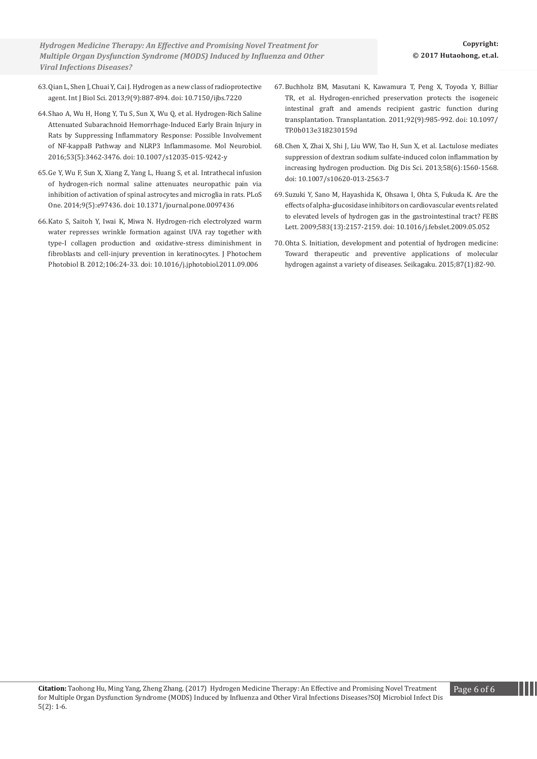63. Qian L, Shen J, Chuai Y, Cai J. Hydrogen as a new class of radioprotective agent. Int J Biol Sci. 2013;9(9):887-894. doi: 10.7150/ijbs.7220

64. Shao A, Wu H, Hong Y, Tu S, Sun X, Wu Q, et al. Hydrogen-Rich Saline Attenuated Subarachnoid Hemorrhage-Induced Early Brain Injury in Rats by Suppressing Inflammatory Response: Possible Involvement of NF-kappaB Pathway and NLRP3 Inflammasome. Mol Neurobiol. 2016;53(5):3462-3476. doi: 10.1007/s12035-015-9242-y

65. Ge Y, Wu F, Sun X, Xiang Z, Yang L, Huang S, et al. Intrathecal infusion of hydrogen-rich normal saline attenuates neuropathic pain via inhibition of activation of spinal astrocytes and microglia in rats. PLoS One. 2014;9(5):e97436. doi: 10.1371/journal.pone.0097436

66. Kato S, Saitoh Y, Iwai K, Miwa N. Hydrogen-rich electrolyzed warm water represses wrinkle formation against UVA ray together with type-I collagen production and oxidative-stress diminishment in fibroblasts and cell-injury prevention in keratinocytes. J Photochem Photobiol B. 2012;106:24-33. doi: 10.1016/j.jphotobiol.2011.09.006

67. Buchholz BM, Masutani K, Kawamura T, Peng X, Toyoda Y, Billiar TR, et al. Hydrogen-enriched preservation protects the isogeneic intestinal graft and amends recipient gastric function during transplantation. Transplantation. 2011;92(9):985-992. doi: 10.1097/TP.0b013e318230159d

68. Chen X, Zhai X, Shi J, Liu WW, Tao H, Sun X, et al. Lactulose mediates suppression of dextran sodium sulfate-induced colon inflammation by increasing hydrogen production. Dig Dis Sci. 2013;58(6):1560-1568. doi: 10.1007/s10620-013-2563-7

69. Suzuki Y, Sano M, Hayashida K, Ohsawa I, Ohta S, Fukuda K. Are the effects of alpha-glucosidase inhibitors on cardiovascular events related to elevated levels of hydrogen gas in the gastrointestinal tract? FEBS Lett. 2009;583(13):2157-2159. doi: 10.1016/j.febslet.2009.05.052

70. Ohta S. Initiation, development and potential of hydrogen medicine: Toward therapeutic and preventive applications of molecular hydrogen against a variety of diseases. Seikagaku. 2015;87(1):82-90.